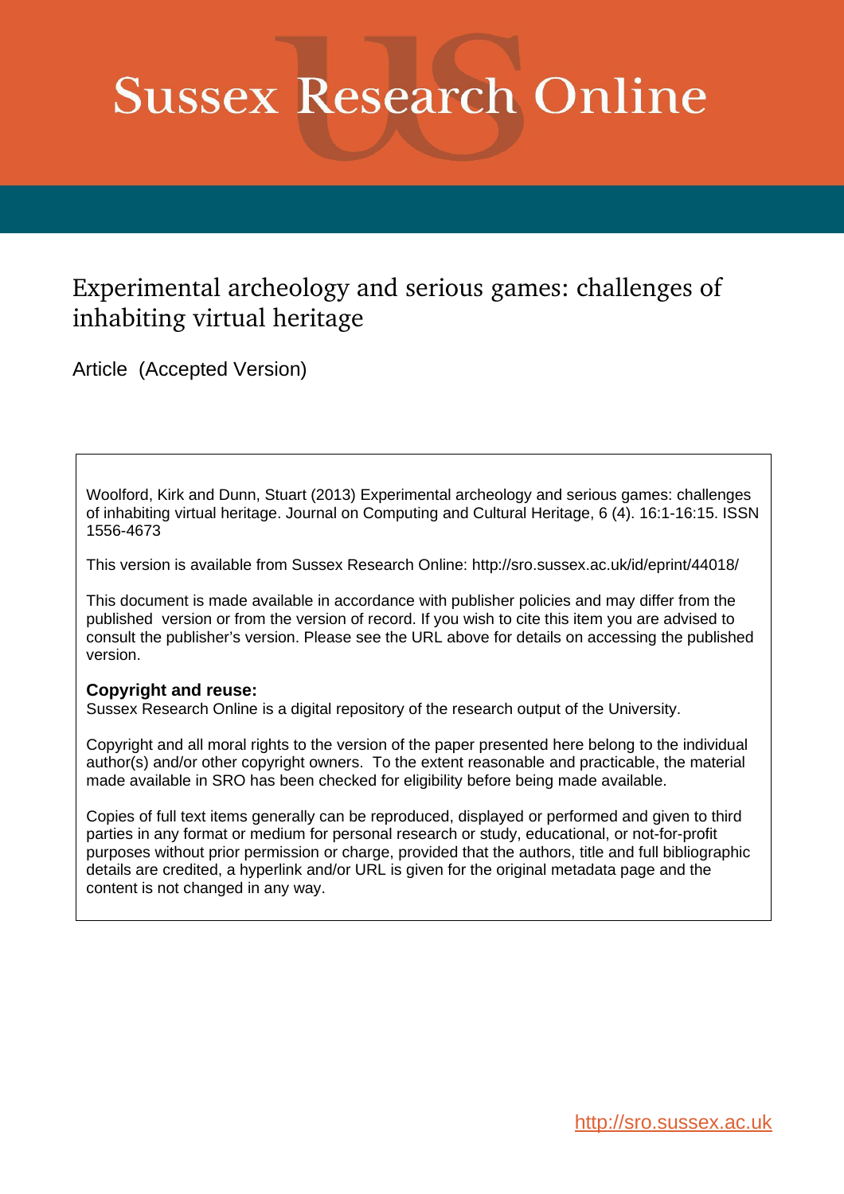# Sussex Research Online

## Experimental archeology and serious games: challenges of inhabiting virtual heritage

Article (Accepted Version)

Woolford, Kirk and Dunn, Stuart (2013) Experimental archeology and serious games: challenges of inhabiting virtual heritage. Journal on Computing and Cultural Heritage, 6 (4). 16:1-16:15. ISSN 1556-4673

This version is available from Sussex Research Online: http://sro.sussex.ac.uk/id/eprint/44018/

This document is made available in accordance with publisher policies and may differ from the published version or from the version of record. If you wish to cite this item you are advised to consult the publisher's version. Please see the URL above for details on accessing the published version.

**Copyright and reuse:**
Sussex Research Online is a digital repository of the research output of the University.

Copyright and all moral rights to the version of the paper presented here belong to the individual author(s) and/or other copyright owners. To the extent reasonable and practicable, the material made available in SRO has been checked for eligibility before being made available.

Copies of full text items generally can be reproduced, displayed or performed and given to third parties in any format or medium for personal research or study, educational, or not-for-profit purposes without prior permission or charge, provided that the authors, title and full bibliographic details are credited, a hyperlink and/or URL is given for the original metadata page and the content is not changed in any way.

http://sro.sussex.ac.uk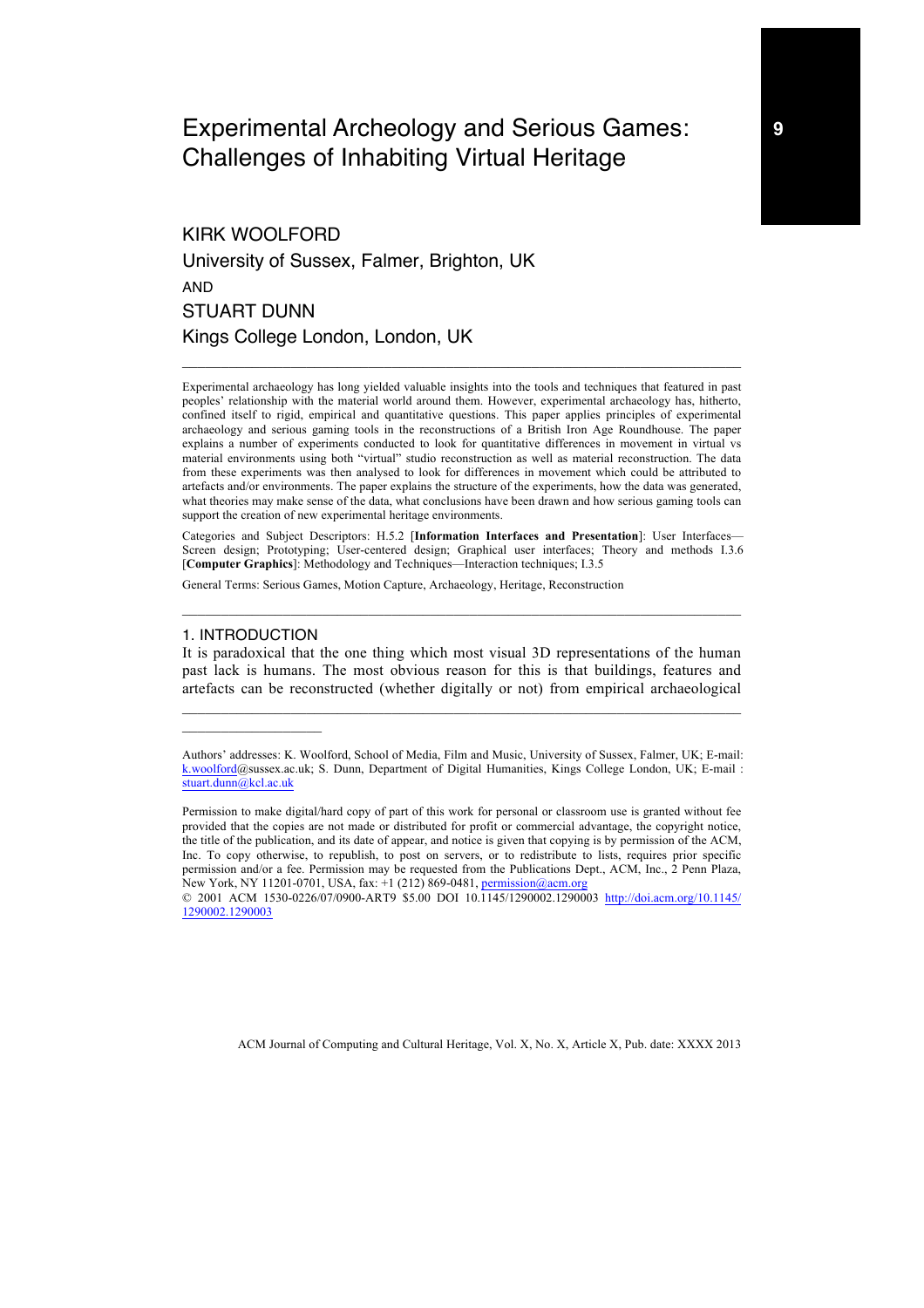# Experimental Archeology and Serious Games: Challenges of Inhabiting Virtual Heritage

KIRK WOOLFORD
University of Sussex, Falmer, Brighton, UK
AND
STUART DUNN
Kings College London, London, UK

Experimental archaeology has long yielded valuable insights into the tools and techniques that featured in past peoples' relationship with the material world around them. However, experimental archaeology has, hitherto, confined itself to rigid, empirical and quantitative questions. This paper applies principles of experimental archaeology and serious gaming tools in the reconstructions of a British Iron Age Roundhouse. The paper explains a number of experiments conducted to look for quantitative differences in movement in virtual vs material environments using both "virtual" studio reconstruction as well as material reconstruction. The data from these experiments was then analysed to look for differences in movement which could be attributed to artefacts and/or environments. The paper explains the structure of the experiments, how the data was generated, what theories may make sense of the data, what conclusions have been drawn and how serious gaming tools can support the creation of new experimental heritage environments.

Categories and Subject Descriptors: H.5.2 [**Information Interfaces and Presentation**]: User Interfaces—Screen design; Prototyping; User-centered design; Graphical user interfaces; Theory and methods I.3.6 [**Computer Graphics**]: Methodology and Techniques—Interaction techniques; I.3.5

General Terms: Serious Games, Motion Capture, Archaeology, Heritage, Reconstruction

## 1. INTRODUCTION

It is paradoxical that the one thing which most visual 3D representations of the human past lack is humans. The most obvious reason for this is that buildings, features and artefacts can be reconstructed (whether digitally or not) from empirical archaeological

---

Authors' addresses: K. Woolford, School of Media, Film and Music, University of Sussex, Falmer, UK; E-mail: k.woolford@sussex.ac.uk; S. Dunn, Department of Digital Humanities, Kings College London, UK; E-mail : stuart.dunn@kcl.ac.uk

Permission to make digital/hard copy of part of this work for personal or classroom use is granted without fee provided that the copies are not made or distributed for profit or commercial advantage, the copyright notice, the title of the publication, and its date of appear, and notice is given that copying is by permission of the ACM, Inc. To copy otherwise, to republish, to post on servers, or to redistribute to lists, requires prior specific permission and/or a fee. Permission may be requested from the Publications Dept., ACM, Inc., 2 Penn Plaza, New York, NY 11201-0701, USA, fax: +1 (212) 869-0481, permission@acm.org
© 2001 ACM 1530-0226/07/0900-ART9 $5.00 DOI 10.1145/1290002.1290003 http://doi.acm.org/10.1145/1290002.1290003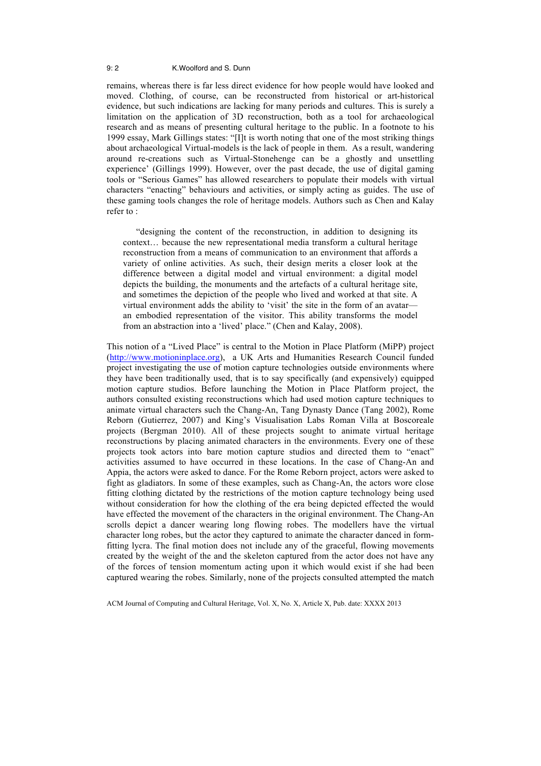remains, whereas there is far less direct evidence for how people would have looked and moved. Clothing, of course, can be reconstructed from historical or art-historical evidence, but such indications are lacking for many periods and cultures. This is surely a limitation on the application of 3D reconstruction, both as a tool for archaeological research and as means of presenting cultural heritage to the public. In a footnote to his 1999 essay, Mark Gillings states: "[I]t is worth noting that one of the most striking things about archaeological Virtual-models is the lack of people in them. As a result, wandering around re-creations such as Virtual-Stonehenge can be a ghostly and unsettling experience' (Gillings 1999). However, over the past decade, the use of digital gaming tools or "Serious Games" has allowed researchers to populate their models with virtual characters "enacting" behaviours and activities, or simply acting as guides. The use of these gaming tools changes the role of heritage models. Authors such as Chen and Kalay refer to :

> "designing the content of the reconstruction, in addition to designing its context… because the new representational media transform a cultural heritage reconstruction from a means of communication to an environment that affords a variety of online activities. As such, their design merits a closer look at the difference between a digital model and virtual environment: a digital model depicts the building, the monuments and the artefacts of a cultural heritage site, and sometimes the depiction of the people who lived and worked at that site. A virtual environment adds the ability to 'visit' the site in the form of an avatar—an embodied representation of the visitor. This ability transforms the model from an abstraction into a 'lived' place." (Chen and Kalay, 2008).

This notion of a "Lived Place" is central to the Motion in Place Platform (MiPP) project (http://www.motioninplace.org), a UK Arts and Humanities Research Council funded project investigating the use of motion capture technologies outside environments where they have been traditionally used, that is to say specifically (and expensively) equipped motion capture studios. Before launching the Motion in Place Platform project, the authors consulted existing reconstructions which had used motion capture techniques to animate virtual characters such the Chang-An, Tang Dynasty Dance (Tang 2002), Rome Reborn (Gutierrez, 2007) and King's Visualisation Labs Roman Villa at Boscoreale projects (Bergman 2010). All of these projects sought to animate virtual heritage reconstructions by placing animated characters in the environments. Every one of these projects took actors into bare motion capture studios and directed them to "enact" activities assumed to have occurred in these locations. In the case of Chang-An and Appia, the actors were asked to dance. For the Rome Reborn project, actors were asked to fight as gladiators. In some of these examples, such as Chang-An, the actors wore close fitting clothing dictated by the restrictions of the motion capture technology being used without consideration for how the clothing of the era being depicted effected the would have effected the movement of the characters in the original environment. The Chang-An scrolls depict a dancer wearing long flowing robes. The modellers have the virtual character long robes, but the actor they captured to animate the character danced in form-fitting lycra. The final motion does not include any of the graceful, flowing movements created by the weight of the and the skeleton captured from the actor does not have any of the forces of tension momentum acting upon it which would exist if she had been captured wearing the robes. Similarly, none of the projects consulted attempted the match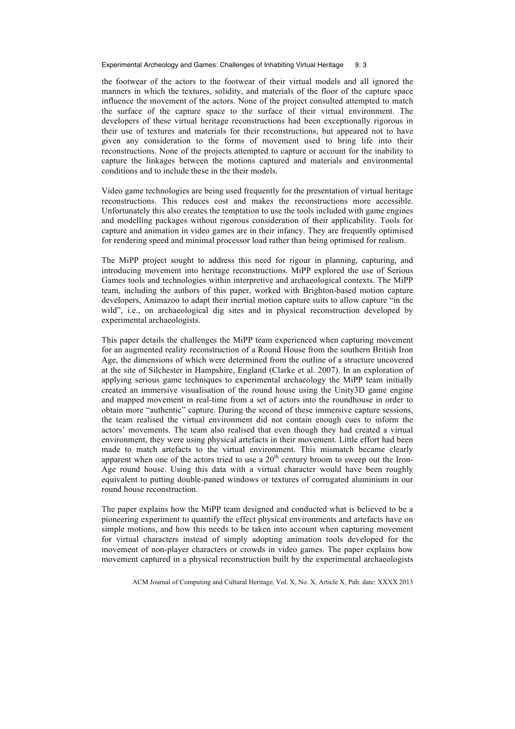the footwear of the actors to the footwear of their virtual models and all ignored the manners in which the textures, solidity, and materials of the floor of the capture space influence the movement of the actors. None of the project consulted attempted to match the surface of the capture space to the surface of their virtual environment. The developers of these virtual heritage reconstructions had been exceptionally rigorous in their use of textures and materials for their reconstructions, but appeared not to have given any consideration to the forms of movement used to bring life into their reconstructions. None of the projects attempted to capture or account for the inability to capture the linkages between the motions captured and materials and environmental conditions and to include these in the their models.

Video game technologies are being used frequently for the presentation of virtual heritage reconstructions. This reduces cost and makes the reconstructions more accessible. Unfortunately this also creates the temptation to use the tools included with game engines and modelling packages without rigorous consideration of their applicability. Tools for capture and animation in video games are in their infancy. They are frequently optimised for rendering speed and minimal processor load rather than being optimised for realism.

The MiPP project sought to address this need for rigour in planning, capturing, and introducing movement into heritage reconstructions. MiPP explored the use of Serious Games tools and technologies within interpretive and archaeological contexts. The MiPP team, including the authors of this paper, worked with Brighton-based motion capture developers, Animazoo to adapt their inertial motion capture suits to allow capture "in the wild", i.e., on archaeological dig sites and in physical reconstruction developed by experimental archaeologists.

This paper details the challenges the MiPP team experienced when capturing movement for an augmented reality reconstruction of a Round House from the southern British Iron Age, the dimensions of which were determined from the outline of a structure uncovered at the site of Silchester in Hampshire, England (Clarke et al. 2007). In an exploration of applying serious game techniques to experimental archaeology the MiPP team initially created an immersive visualisation of the round house using the Unity3D game engine and mapped movement in real-time from a set of actors into the roundhouse in order to obtain more "authentic" capture. During the second of these immersive capture sessions, the team realised the virtual environment did not contain enough cues to inform the actors' movements. The team also realised that even though they had created a virtual environment, they were using physical artefacts in their movement. Little effort had been made to match artefacts to the virtual environment. This mismatch became clearly apparent when one of the actors tried to use a 20th century broom to sweep out the Iron-Age round house. Using this data with a virtual character would have been roughly equivalent to putting double-paned windows or textures of corrugated aluminium in our round house reconstruction.

The paper explains how the MiPP team designed and conducted what is believed to be a pioneering experiment to quantify the effect physical environments and artefacts have on simple motions, and how this needs to be taken into account when capturing movement for virtual characters instead of simply adopting animation tools developed for the movement of non-player characters or crowds in video games. The paper explains how movement captured in a physical reconstruction built by the experimental archaeologists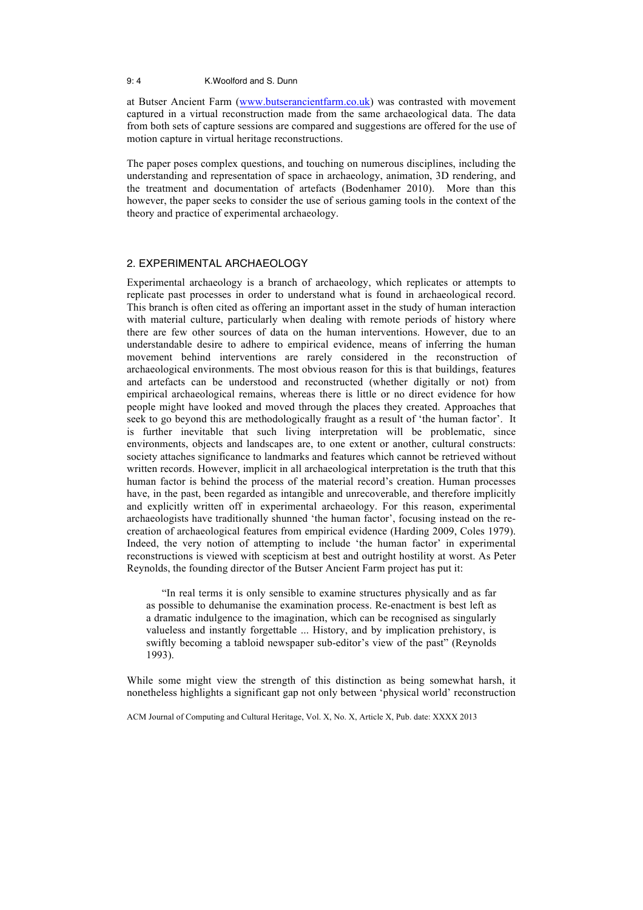at Butser Ancient Farm (www.butserancientfarm.co.uk) was contrasted with movement captured in a virtual reconstruction made from the same archaeological data. The data from both sets of capture sessions are compared and suggestions are offered for the use of motion capture in virtual heritage reconstructions.

The paper poses complex questions, and touching on numerous disciplines, including the understanding and representation of space in archaeology, animation, 3D rendering, and the treatment and documentation of artefacts (Bodenhamer 2010). More than this however, the paper seeks to consider the use of serious gaming tools in the context of the theory and practice of experimental archaeology.

## 2. EXPERIMENTAL ARCHAEOLOGY

Experimental archaeology is a branch of archaeology, which replicates or attempts to replicate past processes in order to understand what is found in archaeological record. This branch is often cited as offering an important asset in the study of human interaction with material culture, particularly when dealing with remote periods of history where there are few other sources of data on the human interventions. However, due to an understandable desire to adhere to empirical evidence, means of inferring the human movement behind interventions are rarely considered in the reconstruction of archaeological environments. The most obvious reason for this is that buildings, features and artefacts can be understood and reconstructed (whether digitally or not) from empirical archaeological remains, whereas there is little or no direct evidence for how people might have looked and moved through the places they created. Approaches that seek to go beyond this are methodologically fraught as a result of 'the human factor'. It is further inevitable that such living interpretation will be problematic, since environments, objects and landscapes are, to one extent or another, cultural constructs: society attaches significance to landmarks and features which cannot be retrieved without written records. However, implicit in all archaeological interpretation is the truth that this human factor is behind the process of the material record's creation. Human processes have, in the past, been regarded as intangible and unrecoverable, and therefore implicitly and explicitly written off in experimental archaeology. For this reason, experimental archaeologists have traditionally shunned 'the human factor', focusing instead on the re-creation of archaeological features from empirical evidence (Harding 2009, Coles 1979). Indeed, the very notion of attempting to include 'the human factor' in experimental reconstructions is viewed with scepticism at best and outright hostility at worst. As Peter Reynolds, the founding director of the Butser Ancient Farm project has put it:

> "In real terms it is only sensible to examine structures physically and as far as possible to dehumanise the examination process. Re-enactment is best left as a dramatic indulgence to the imagination, which can be recognised as singularly valueless and instantly forgettable ... History, and by implication prehistory, is swiftly becoming a tabloid newspaper sub-editor's view of the past" (Reynolds 1993).

While some might view the strength of this distinction as being somewhat harsh, it nonetheless highlights a significant gap not only between 'physical world' reconstruction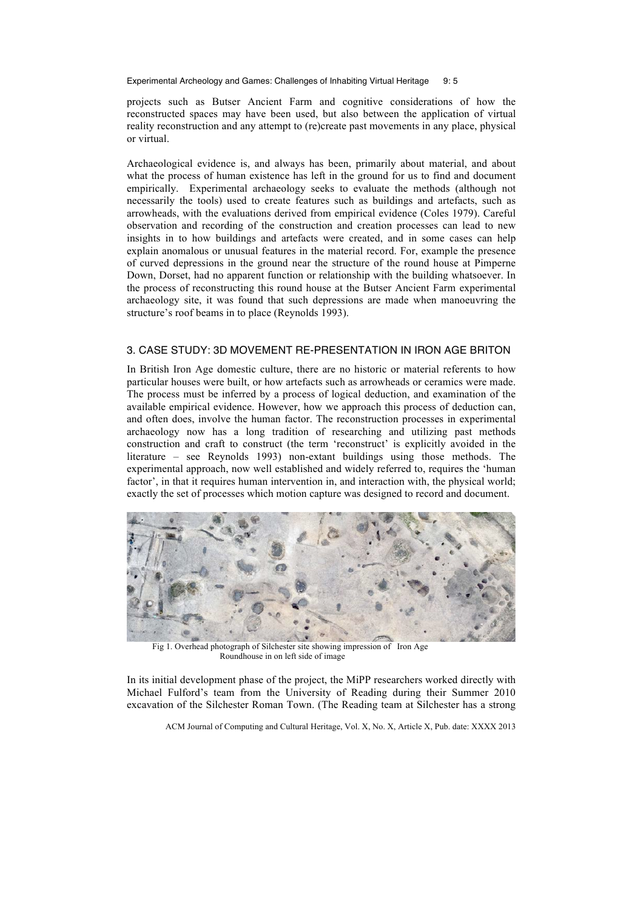projects such as Butser Ancient Farm and cognitive considerations of how the reconstructed spaces may have been used, but also between the application of virtual reality reconstruction and any attempt to (re)create past movements in any place, physical or virtual.

Archaeological evidence is, and always has been, primarily about material, and about what the process of human existence has left in the ground for us to find and document empirically. Experimental archaeology seeks to evaluate the methods (although not necessarily the tools) used to create features such as buildings and artefacts, such as arrowheads, with the evaluations derived from empirical evidence (Coles 1979). Careful observation and recording of the construction and creation processes can lead to new insights in to how buildings and artefacts were created, and in some cases can help explain anomalous or unusual features in the material record. For, example the presence of curved depressions in the ground near the structure of the round house at Pimperne Down, Dorset, had no apparent function or relationship with the building whatsoever. In the process of reconstructing this round house at the Butser Ancient Farm experimental archaeology site, it was found that such depressions are made when manoeuvring the structure's roof beams in to place (Reynolds 1993).

## 3. CASE STUDY: 3D MOVEMENT RE-PRESENTATION IN IRON AGE BRITON

In British Iron Age domestic culture, there are no historic or material referents to how particular houses were built, or how artefacts such as arrowheads or ceramics were made. The process must be inferred by a process of logical deduction, and examination of the available empirical evidence. However, how we approach this process of deduction can, and often does, involve the human factor. The reconstruction processes in experimental archaeology now has a long tradition of researching and utilizing past methods construction and craft to construct (the term 'reconstruct' is explicitly avoided in the literature – see Reynolds 1993) non-extant buildings using those methods. The experimental approach, now well established and widely referred to, requires the 'human factor', in that it requires human intervention in, and interaction with, the physical world; exactly the set of processes which motion capture was designed to record and document.

Fig 1. Overhead photograph of Silchester site showing impression of Iron Age Roundhouse in on left side of image

In its initial development phase of the project, the MiPP researchers worked directly with Michael Fulford's team from the University of Reading during their Summer 2010 excavation of the Silchester Roman Town. (The Reading team at Silchester has a strong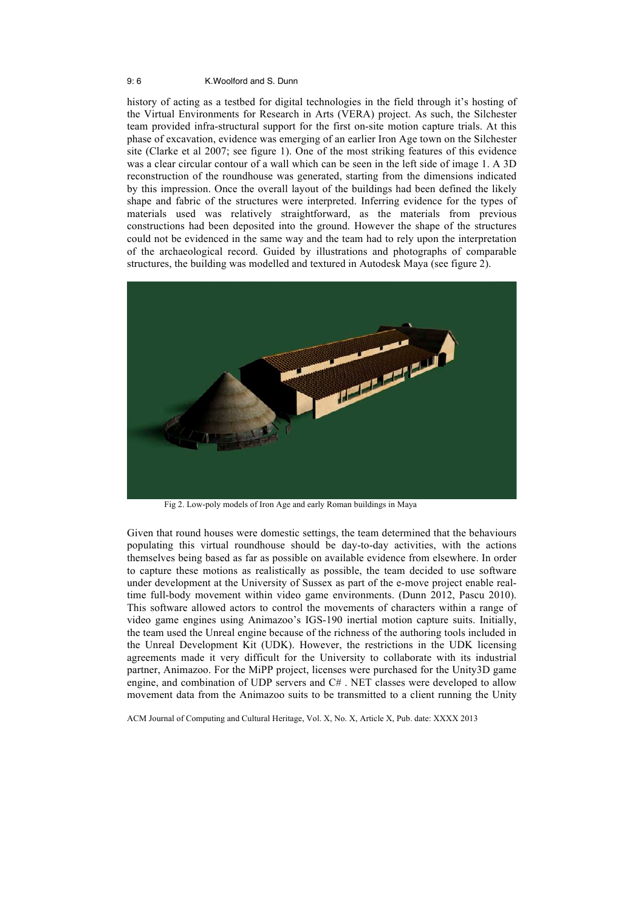history of acting as a testbed for digital technologies in the field through it's hosting of the Virtual Environments for Research in Arts (VERA) project. As such, the Silchester team provided infra-structural support for the first on-site motion capture trials. At this phase of excavation, evidence was emerging of an earlier Iron Age town on the Silchester site (Clarke et al 2007; see figure 1). One of the most striking features of this evidence was a clear circular contour of a wall which can be seen in the left side of image 1. A 3D reconstruction of the roundhouse was generated, starting from the dimensions indicated by this impression. Once the overall layout of the buildings had been defined the likely shape and fabric of the structures were interpreted. Inferring evidence for the types of materials used was relatively straightforward, as the materials from previous constructions had been deposited into the ground. However the shape of the structures could not be evidenced in the same way and the team had to rely upon the interpretation of the archaeological record. Guided by illustrations and photographs of comparable structures, the building was modelled and textured in Autodesk Maya (see figure 2).

Fig 2. Low-poly models of Iron Age and early Roman buildings in Maya

Given that round houses were domestic settings, the team determined that the behaviours populating this virtual roundhouse should be day-to-day activities, with the actions themselves being based as far as possible on available evidence from elsewhere. In order to capture these motions as realistically as possible, the team decided to use software under development at the University of Sussex as part of the e-move project enable real-time full-body movement within video game environments. (Dunn 2012, Pascu 2010). This software allowed actors to control the movements of characters within a range of video game engines using Animazoo's IGS-190 inertial motion capture suits. Initially, the team used the Unreal engine because of the richness of the authoring tools included in the Unreal Development Kit (UDK). However, the restrictions in the UDK licensing agreements made it very difficult for the University to collaborate with its industrial partner, Animazoo. For the MiPP project, licenses were purchased for the Unity3D game engine, and combination of UDP servers and C# . NET classes were developed to allow movement data from the Animazoo suits to be transmitted to a client running the Unity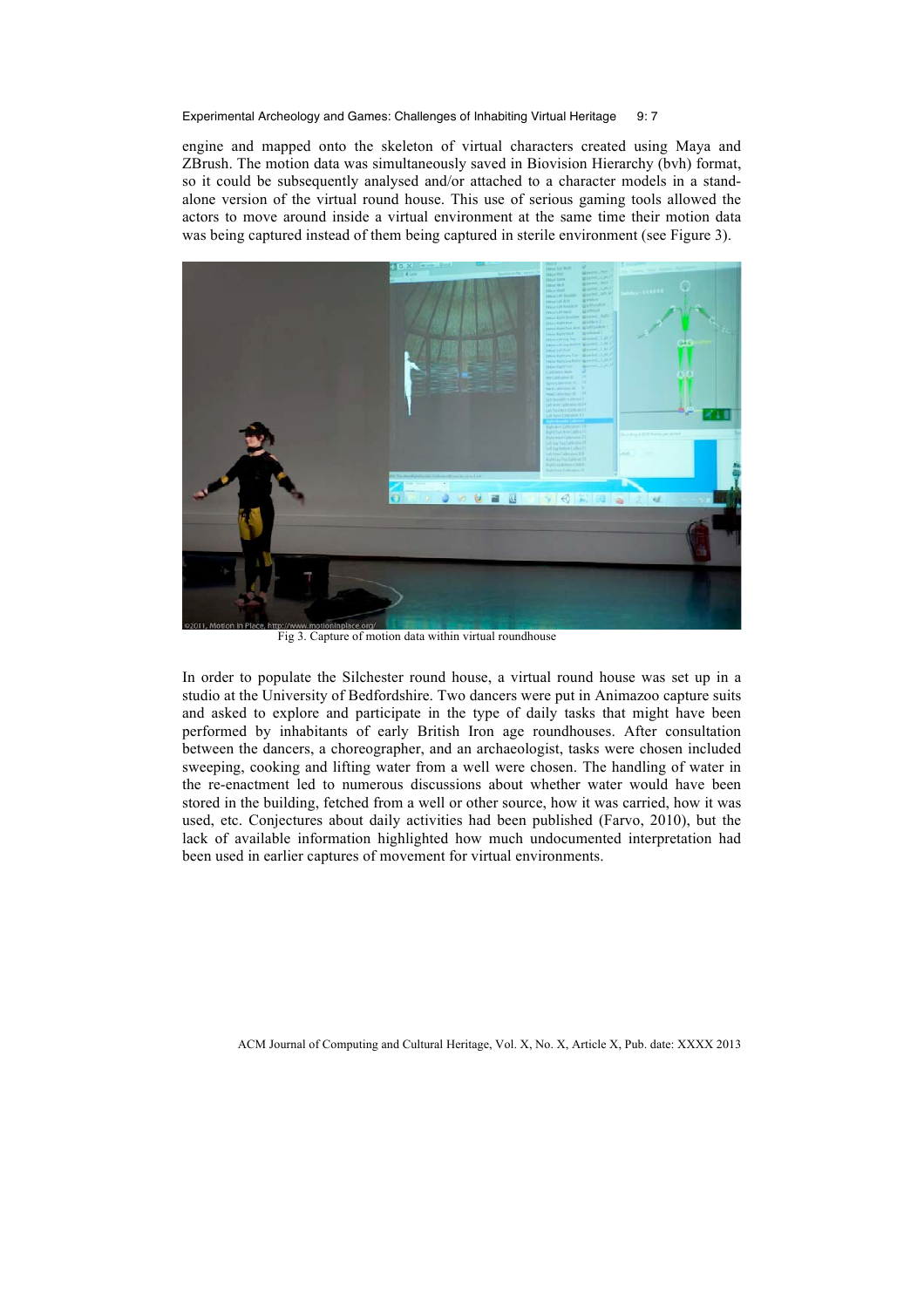engine and mapped onto the skeleton of virtual characters created using Maya and ZBrush. The motion data was simultaneously saved in Biovision Hierarchy (bvh) format, so it could be subsequently analysed and/or attached to a character models in a stand-alone version of the virtual round house. This use of serious gaming tools allowed the actors to move around inside a virtual environment at the same time their motion data was being captured instead of them being captured in sterile environment (see Figure 3).

Fig 3. Capture of motion data within virtual roundhouse

In order to populate the Silchester round house, a virtual round house was set up in a studio at the University of Bedfordshire. Two dancers were put in Animazoo capture suits and asked to explore and participate in the type of daily tasks that might have been performed by inhabitants of early British Iron age roundhouses. After consultation between the dancers, a choreographer, and an archaeologist, tasks were chosen included sweeping, cooking and lifting water from a well were chosen. The handling of water in the re-enactment led to numerous discussions about whether water would have been stored in the building, fetched from a well or other source, how it was carried, how it was used, etc. Conjectures about daily activities had been published (Farvo, 2010), but the lack of available information highlighted how much undocumented interpretation had been used in earlier captures of movement for virtual environments.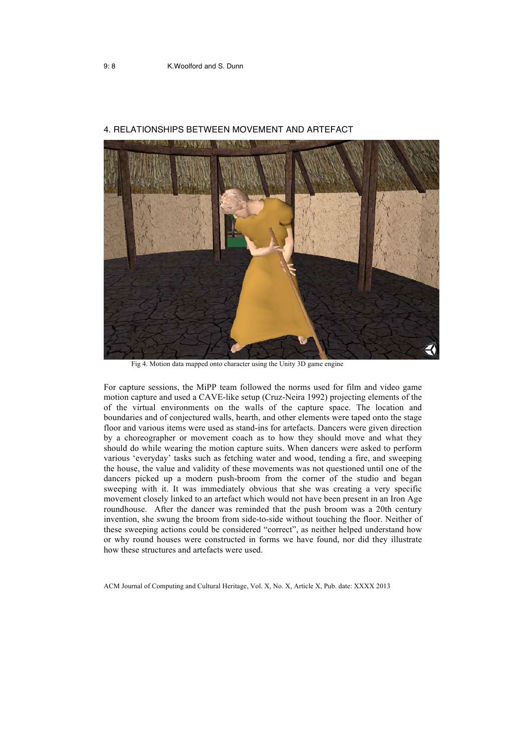## 4. RELATIONSHIPS BETWEEN MOVEMENT AND ARTEFACT

Fig 4. Motion data mapped onto character using the Unity 3D game engine

For capture sessions, the MiPP team followed the norms used for film and video game motion capture and used a CAVE-like setup (Cruz-Neira 1992) projecting elements of the of the virtual environments on the walls of the capture space. The location and boundaries and of conjectured walls, hearth, and other elements were taped onto the stage floor and various items were used as stand-ins for artefacts. Dancers were given direction by a choreographer or movement coach as to how they should move and what they should do while wearing the motion capture suits. When dancers were asked to perform various 'everyday' tasks such as fetching water and wood, tending a fire, and sweeping the house, the value and validity of these movements was not questioned until one of the dancers picked up a modern push-broom from the corner of the studio and began sweeping with it. It was immediately obvious that she was creating a very specific movement closely linked to an artefact which would not have been present in an Iron Age roundhouse. After the dancer was reminded that the push broom was a 20th century invention, she swung the broom from side-to-side without touching the floor. Neither of these sweeping actions could be considered "correct", as neither helped understand how or why round houses were constructed in forms we have found, nor did they illustrate how these structures and artefacts were used.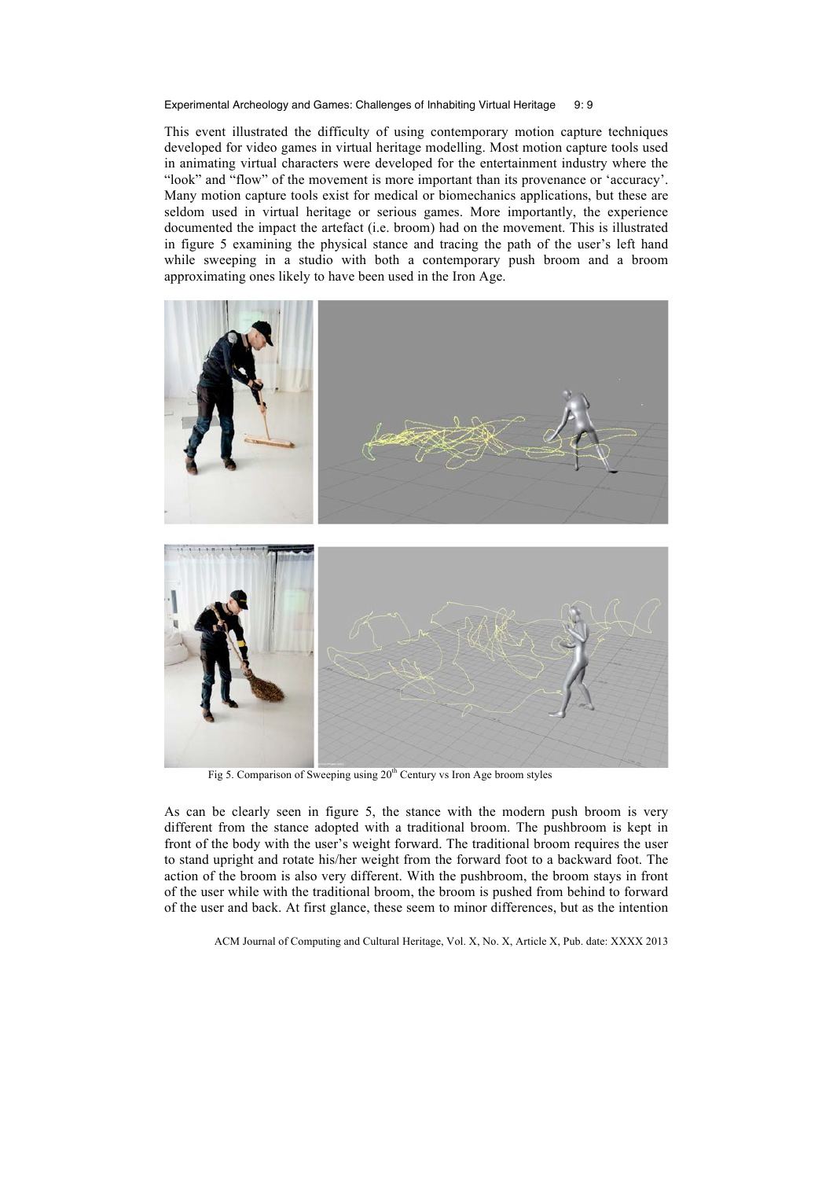This event illustrated the difficulty of using contemporary motion capture techniques developed for video games in virtual heritage modelling. Most motion capture tools used in animating virtual characters were developed for the entertainment industry where the "look" and "flow" of the movement is more important than its provenance or 'accuracy'. Many motion capture tools exist for medical or biomechanics applications, but these are seldom used in virtual heritage or serious games. More importantly, the experience documented the impact the artefact (i.e. broom) had on the movement. This is illustrated in figure 5 examining the physical stance and tracing the path of the user's left hand while sweeping in a studio with both a contemporary push broom and a broom approximating ones likely to have been used in the Iron Age.

Fig 5. Comparison of Sweeping using 20th Century vs Iron Age broom styles

As can be clearly seen in figure 5, the stance with the modern push broom is very different from the stance adopted with a traditional broom. The pushbroom is kept in front of the body with the user's weight forward. The traditional broom requires the user to stand upright and rotate his/her weight from the forward foot to a backward foot. The action of the broom is also very different. With the pushbroom, the broom stays in front of the user while with the traditional broom, the broom is pushed from behind to forward of the user and back. At first glance, these seem to minor differences, but as the intention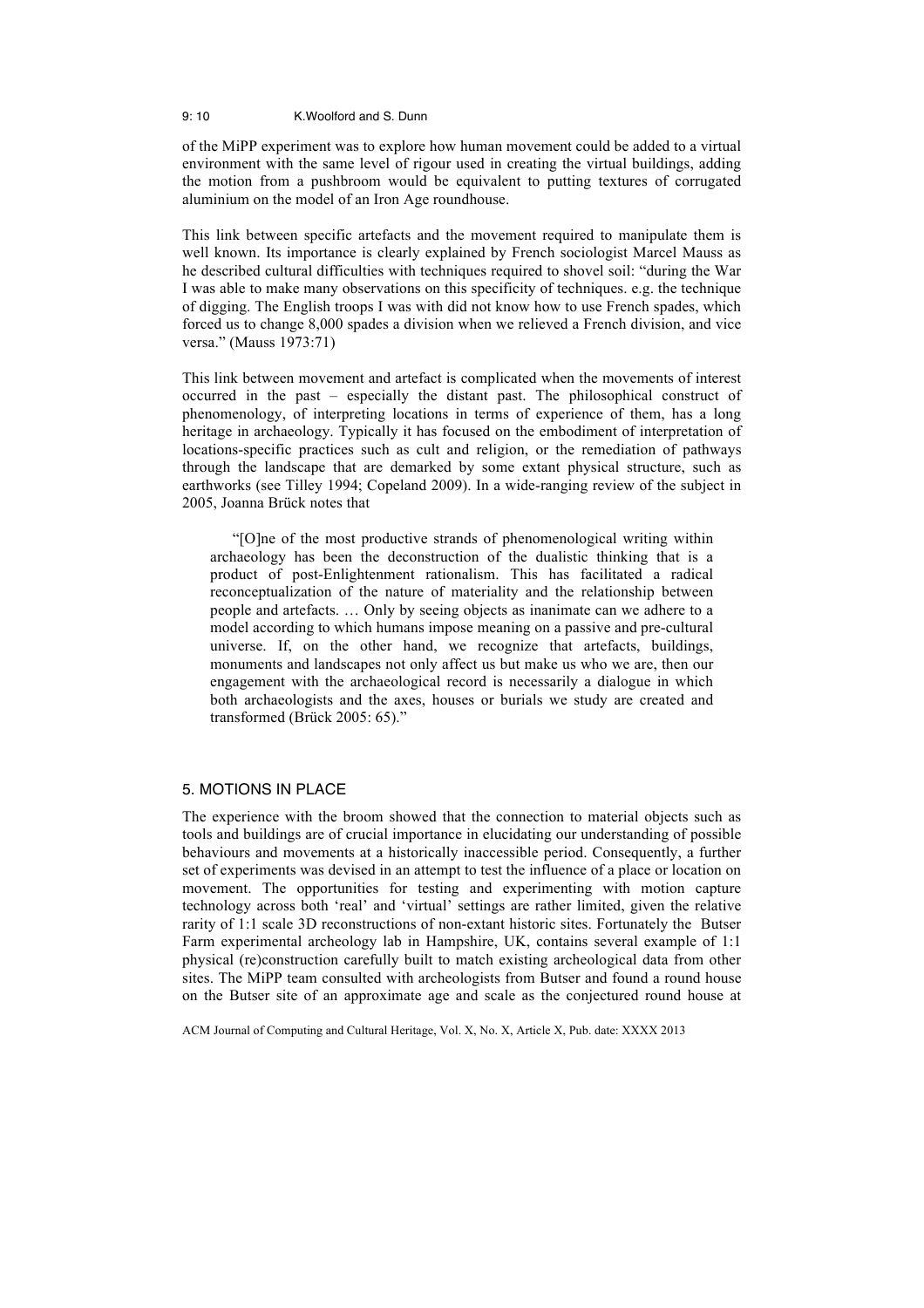of the MiPP experiment was to explore how human movement could be added to a virtual environment with the same level of rigour used in creating the virtual buildings, adding the motion from a pushbroom would be equivalent to putting textures of corrugated aluminium on the model of an Iron Age roundhouse.

This link between specific artefacts and the movement required to manipulate them is well known. Its importance is clearly explained by French sociologist Marcel Mauss as he described cultural difficulties with techniques required to shovel soil: "during the War I was able to make many observations on this specificity of techniques. e.g. the technique of digging. The English troops I was with did not know how to use French spades, which forced us to change 8,000 spades a division when we relieved a French division, and vice versa." (Mauss 1973:71)

This link between movement and artefact is complicated when the movements of interest occurred in the past – especially the distant past. The philosophical construct of phenomenology, of interpreting locations in terms of experience of them, has a long heritage in archaeology. Typically it has focused on the embodiment of interpretation of locations-specific practices such as cult and religion, or the remediation of pathways through the landscape that are demarked by some extant physical structure, such as earthworks (see Tilley 1994; Copeland 2009). In a wide-ranging review of the subject in 2005, Joanna Brück notes that

> "[O]ne of the most productive strands of phenomenological writing within archaeology has been the deconstruction of the dualistic thinking that is a product of post-Enlightenment rationalism. This has facilitated a radical reconceptualization of the nature of materiality and the relationship between people and artefacts. … Only by seeing objects as inanimate can we adhere to a model according to which humans impose meaning on a passive and pre-cultural universe. If, on the other hand, we recognize that artefacts, buildings, monuments and landscapes not only affect us but make us who we are, then our engagement with the archaeological record is necessarily a dialogue in which both archaeologists and the axes, houses or burials we study are created and transformed (Brück 2005: 65)."

## 5. MOTIONS IN PLACE

The experience with the broom showed that the connection to material objects such as tools and buildings are of crucial importance in elucidating our understanding of possible behaviours and movements at a historically inaccessible period. Consequently, a further set of experiments was devised in an attempt to test the influence of a place or location on movement. The opportunities for testing and experimenting with motion capture technology across both 'real' and 'virtual' settings are rather limited, given the relative rarity of 1:1 scale 3D reconstructions of non-extant historic sites. Fortunately the Butser Farm experimental archeology lab in Hampshire, UK, contains several example of 1:1 physical (re)construction carefully built to match existing archeological data from other sites. The MiPP team consulted with archeologists from Butser and found a round house on the Butser site of an approximate age and scale as the conjectured round house at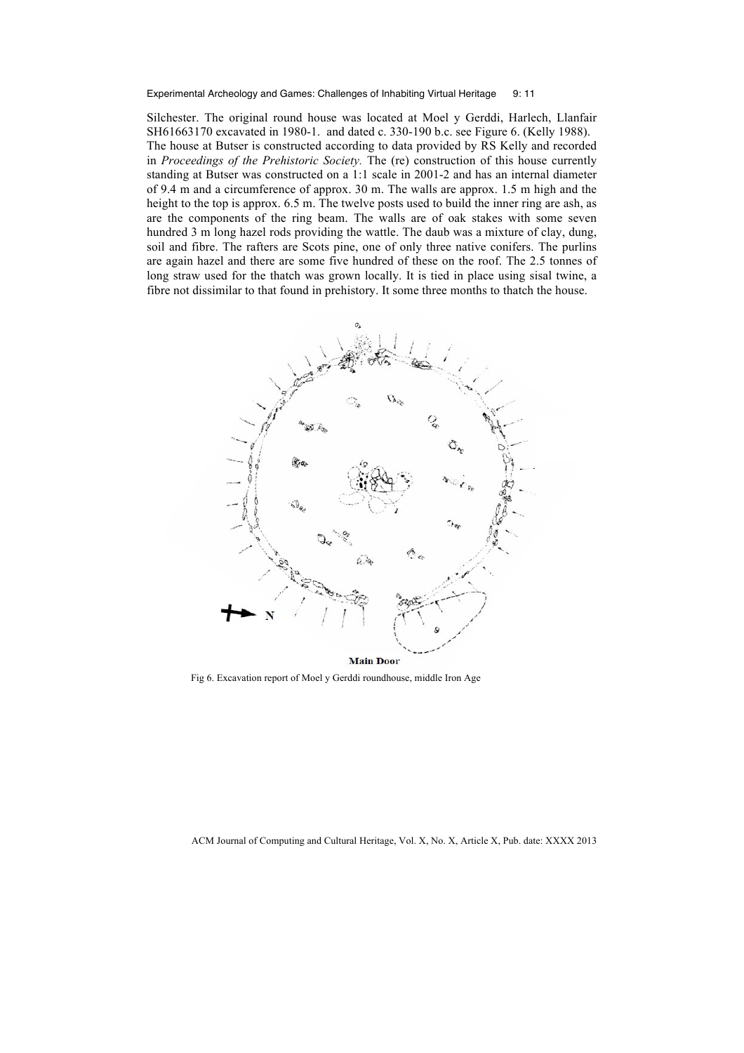Silchester. The original round house was located at Moel y Gerddi, Harlech, Llanfair SH61663170 excavated in 1980-1. and dated c. 330-190 b.c. see Figure 6. (Kelly 1988). The house at Butser is constructed according to data provided by RS Kelly and recorded in *Proceedings of the Prehistoric Society.* The (re) construction of this house currently standing at Butser was constructed on a 1:1 scale in 2001-2 and has an internal diameter of 9.4 m and a circumference of approx. 30 m. The walls are approx. 1.5 m high and the height to the top is approx. 6.5 m. The twelve posts used to build the inner ring are ash, as are the components of the ring beam. The walls are of oak stakes with some seven hundred 3 m long hazel rods providing the wattle. The daub was a mixture of clay, dung, soil and fibre. The rafters are Scots pine, one of only three native conifers. The purlins are again hazel and there are some five hundred of these on the roof. The 2.5 tonnes of long straw used for the thatch was grown locally. It is tied in place using sisal twine, a fibre not dissimilar to that found in prehistory. It some three months to thatch the house.

N

Main Door

Fig 6. Excavation report of Moel y Gerddi roundhouse, middle Iron Age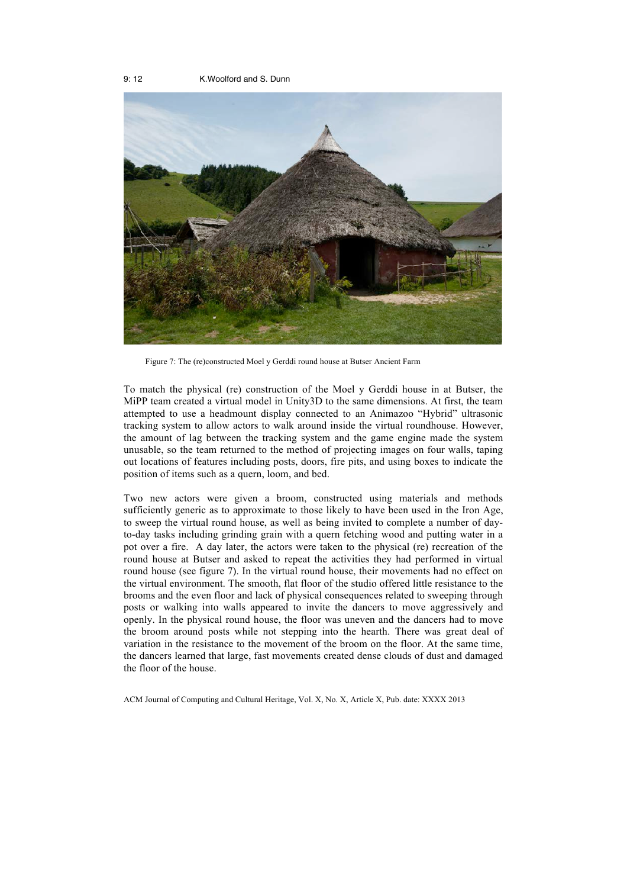Figure 7: The (re)constructed Moel y Gerddi round house at Butser Ancient Farm

To match the physical (re) construction of the Moel y Gerddi house in at Butser, the MiPP team created a virtual model in Unity3D to the same dimensions. At first, the team attempted to use a headmount display connected to an Animazoo "Hybrid" ultrasonic tracking system to allow actors to walk around inside the virtual roundhouse. However, the amount of lag between the tracking system and the game engine made the system unusable, so the team returned to the method of projecting images on four walls, taping out locations of features including posts, doors, fire pits, and using boxes to indicate the position of items such as a quern, loom, and bed.

Two new actors were given a broom, constructed using materials and methods sufficiently generic as to approximate to those likely to have been used in the Iron Age, to sweep the virtual round house, as well as being invited to complete a number of day-to-day tasks including grinding grain with a quern fetching wood and putting water in a pot over a fire. A day later, the actors were taken to the physical (re) recreation of the round house at Butser and asked to repeat the activities they had performed in virtual round house (see figure 7). In the virtual round house, their movements had no effect on the virtual environment. The smooth, flat floor of the studio offered little resistance to the brooms and the even floor and lack of physical consequences related to sweeping through posts or walking into walls appeared to invite the dancers to move aggressively and openly. In the physical round house, the floor was uneven and the dancers had to move the broom around posts while not stepping into the hearth. There was great deal of variation in the resistance to the movement of the broom on the floor. At the same time, the dancers learned that large, fast movements created dense clouds of dust and damaged the floor of the house.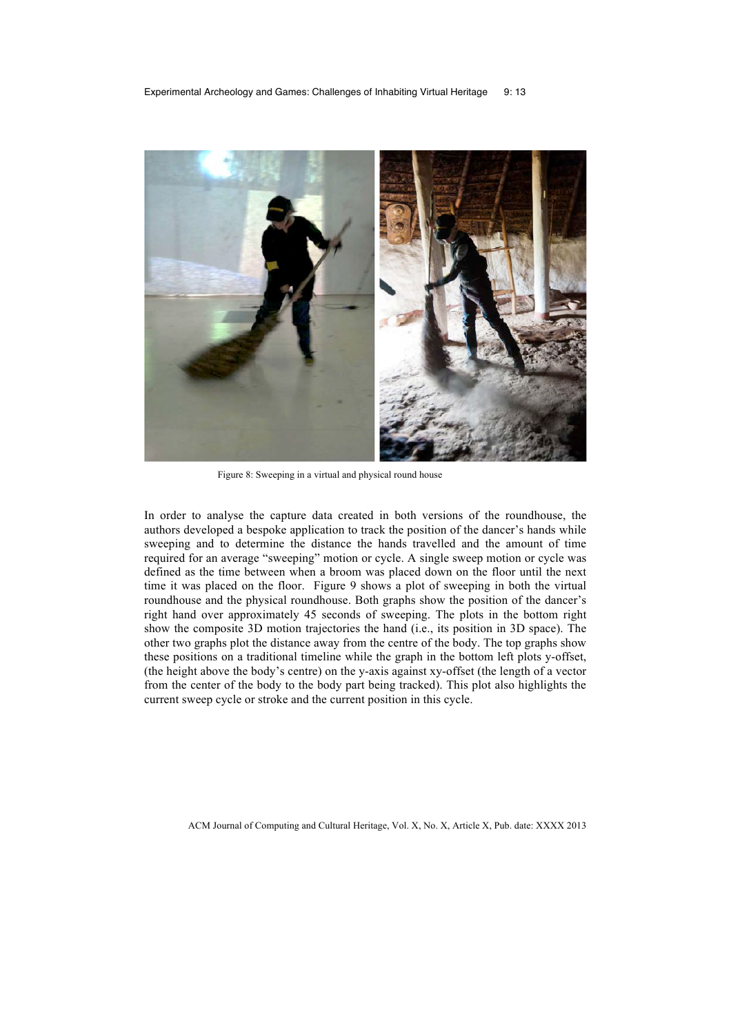Figure 8: Sweeping in a virtual and physical round house

In order to analyse the capture data created in both versions of the roundhouse, the authors developed a bespoke application to track the position of the dancer's hands while sweeping and to determine the distance the hands travelled and the amount of time required for an average "sweeping" motion or cycle. A single sweep motion or cycle was defined as the time between when a broom was placed down on the floor until the next time it was placed on the floor. Figure 9 shows a plot of sweeping in both the virtual roundhouse and the physical roundhouse. Both graphs show the position of the dancer's right hand over approximately 45 seconds of sweeping. The plots in the bottom right show the composite 3D motion trajectories the hand (i.e., its position in 3D space). The other two graphs plot the distance away from the centre of the body. The top graphs show these positions on a traditional timeline while the graph in the bottom left plots y-offset, (the height above the body's centre) on the y-axis against xy-offset (the length of a vector from the center of the body to the body part being tracked). This plot also highlights the current sweep cycle or stroke and the current position in this cycle.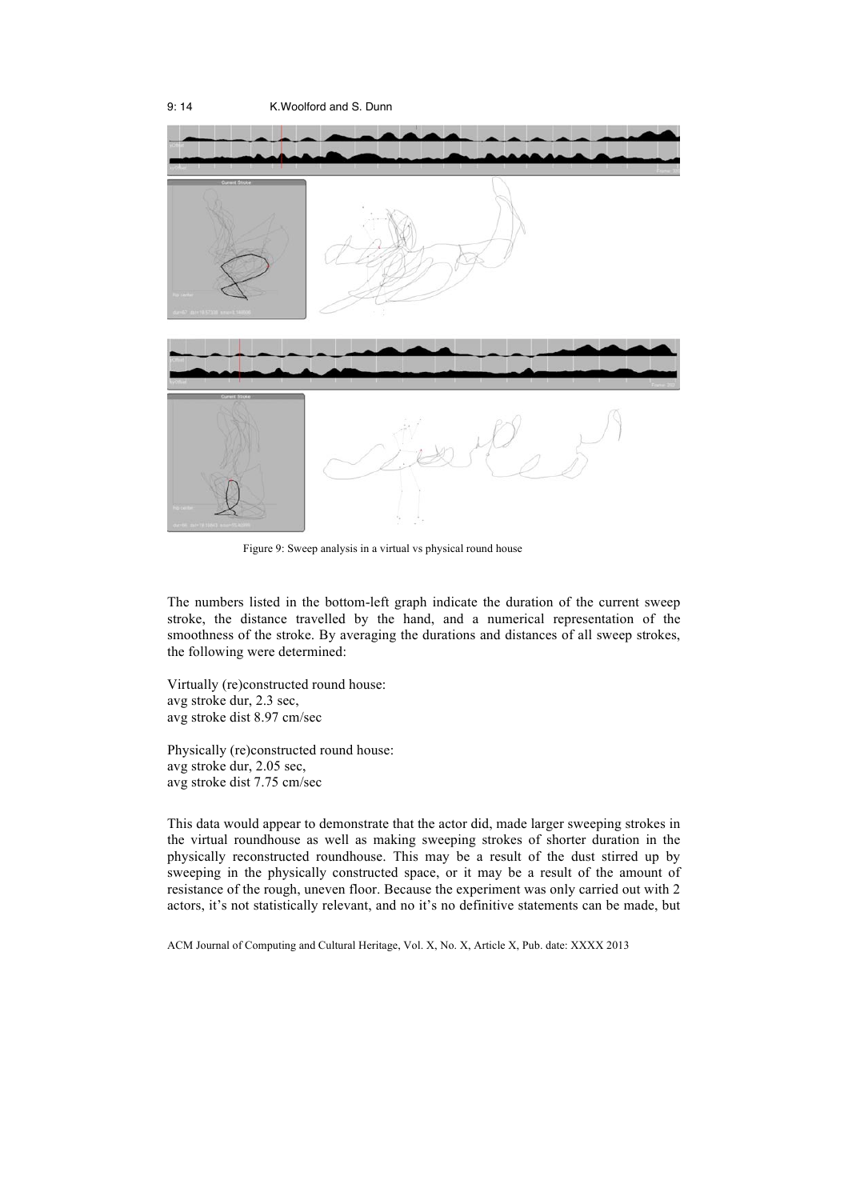Figure 9: Sweep analysis in a virtual vs physical round house

The numbers listed in the bottom-left graph indicate the duration of the current sweep stroke, the distance travelled by the hand, and a numerical representation of the smoothness of the stroke. By averaging the durations and distances of all sweep strokes, the following were determined:

Virtually (re)constructed round house:
avg stroke dur, 2.3 sec,
avg stroke dist 8.97 cm/sec

Physically (re)constructed round house:
avg stroke dur, 2.05 sec,
avg stroke dist 7.75 cm/sec

This data would appear to demonstrate that the actor did, made larger sweeping strokes in the virtual roundhouse as well as making sweeping strokes of shorter duration in the physically reconstructed roundhouse. This may be a result of the dust stirred up by sweeping in the physically constructed space, or it may be a result of the amount of resistance of the rough, uneven floor. Because the experiment was only carried out with 2 actors, it's not statistically relevant, and no it's no definitive statements can be made, but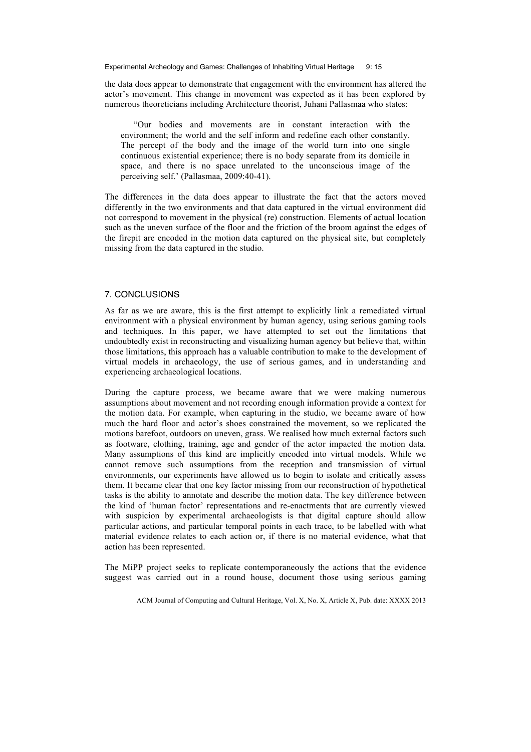the data does appear to demonstrate that engagement with the environment has altered the actor's movement. This change in movement was expected as it has been explored by numerous theoreticians including Architecture theorist, Juhani Pallasmaa who states:

> "Our bodies and movements are in constant interaction with the environment; the world and the self inform and redefine each other constantly. The percept of the body and the image of the world turn into one single continuous existential experience; there is no body separate from its domicile in space, and there is no space unrelated to the unconscious image of the perceiving self.' (Pallasmaa, 2009:40-41).

The differences in the data does appear to illustrate the fact that the actors moved differently in the two environments and that data captured in the virtual environment did not correspond to movement in the physical (re) construction. Elements of actual location such as the uneven surface of the floor and the friction of the broom against the edges of the firepit are encoded in the motion data captured on the physical site, but completely missing from the data captured in the studio.

## 7. CONCLUSIONS

As far as we are aware, this is the first attempt to explicitly link a remediated virtual environment with a physical environment by human agency, using serious gaming tools and techniques. In this paper, we have attempted to set out the limitations that undoubtedly exist in reconstructing and visualizing human agency but believe that, within those limitations, this approach has a valuable contribution to make to the development of virtual models in archaeology, the use of serious games, and in understanding and experiencing archaeological locations.

During the capture process, we became aware that we were making numerous assumptions about movement and not recording enough information provide a context for the motion data. For example, when capturing in the studio, we became aware of how much the hard floor and actor's shoes constrained the movement, so we replicated the motions barefoot, outdoors on uneven, grass. We realised how much external factors such as footware, clothing, training, age and gender of the actor impacted the motion data. Many assumptions of this kind are implicitly encoded into virtual models. While we cannot remove such assumptions from the reception and transmission of virtual environments, our experiments have allowed us to begin to isolate and critically assess them. It became clear that one key factor missing from our reconstruction of hypothetical tasks is the ability to annotate and describe the motion data. The key difference between the kind of 'human factor' representations and re-enactments that are currently viewed with suspicion by experimental archaeologists is that digital capture should allow particular actions, and particular temporal points in each trace, to be labelled with what material evidence relates to each action or, if there is no material evidence, what that action has been represented.

The MiPP project seeks to replicate contemporaneously the actions that the evidence suggest was carried out in a round house, document those using serious gaming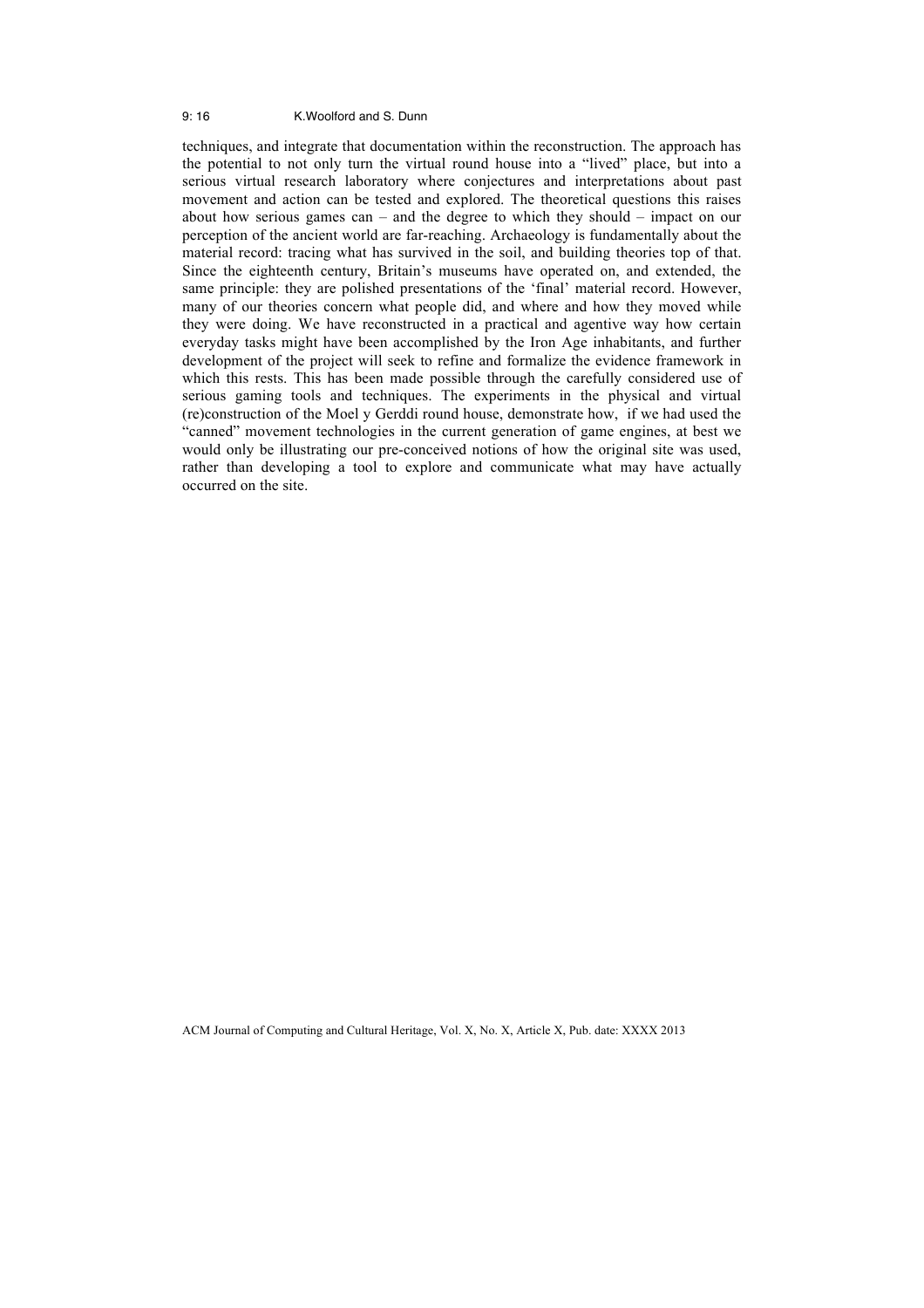techniques, and integrate that documentation within the reconstruction. The approach has the potential to not only turn the virtual round house into a "lived" place, but into a serious virtual research laboratory where conjectures and interpretations about past movement and action can be tested and explored. The theoretical questions this raises about how serious games can – and the degree to which they should – impact on our perception of the ancient world are far-reaching. Archaeology is fundamentally about the material record: tracing what has survived in the soil, and building theories top of that. Since the eighteenth century, Britain's museums have operated on, and extended, the same principle: they are polished presentations of the 'final' material record. However, many of our theories concern what people did, and where and how they moved while they were doing. We have reconstructed in a practical and agentive way how certain everyday tasks might have been accomplished by the Iron Age inhabitants, and further development of the project will seek to refine and formalize the evidence framework in which this rests. This has been made possible through the carefully considered use of serious gaming tools and techniques. The experiments in the physical and virtual (re)construction of the Moel y Gerddi round house, demonstrate how, if we had used the "canned" movement technologies in the current generation of game engines, at best we would only be illustrating our pre-conceived notions of how the original site was used, rather than developing a tool to explore and communicate what may have actually occurred on the site.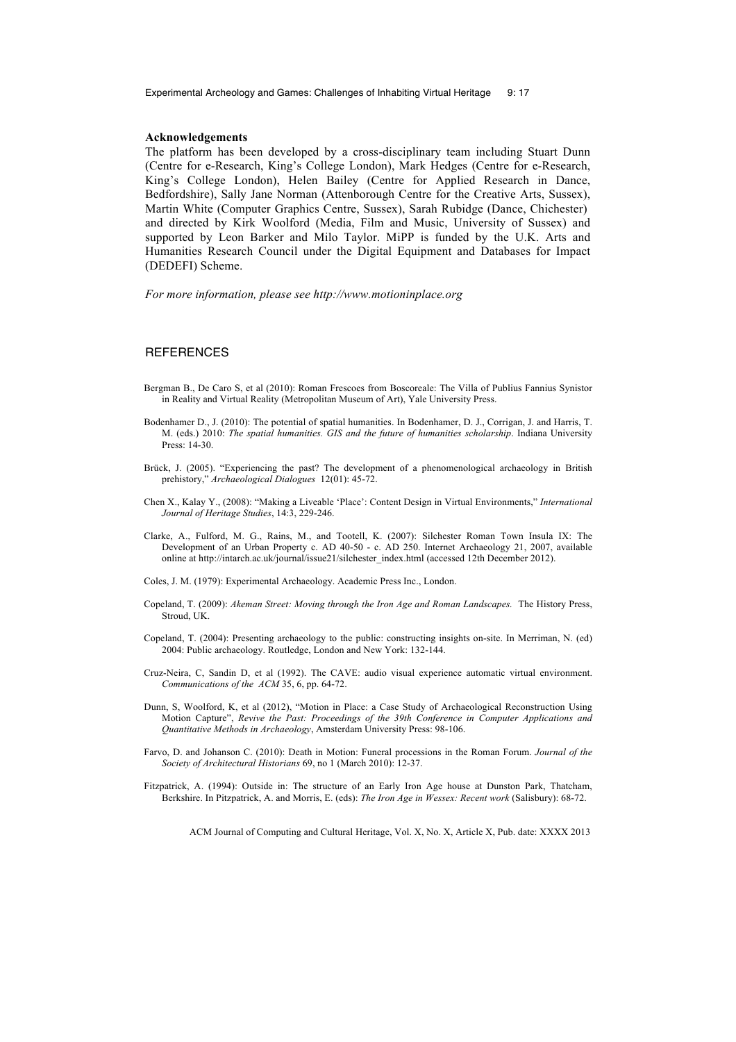**Acknowledgements**

The platform has been developed by a cross-disciplinary team including Stuart Dunn (Centre for e-Research, King's College London), Mark Hedges (Centre for e-Research, King's College London), Helen Bailey (Centre for Applied Research in Dance, Bedfordshire), Sally Jane Norman (Attenborough Centre for the Creative Arts, Sussex), Martin White (Computer Graphics Centre, Sussex), Sarah Rubidge (Dance, Chichester) and directed by Kirk Woolford (Media, Film and Music, University of Sussex) and supported by Leon Barker and Milo Taylor. MiPP is funded by the U.K. Arts and Humanities Research Council under the Digital Equipment and Databases for Impact (DEDEFI) Scheme.

*For more information, please see http://www.motioninplace.org*

## REFERENCES

Bergman B., De Caro S, et al (2010): Roman Frescoes from Boscoreale: The Villa of Publius Fannius Synistor in Reality and Virtual Reality (Metropolitan Museum of Art), Yale University Press.

Bodenhamer D., J. (2010): The potential of spatial humanities. In Bodenhamer, D. J., Corrigan, J. and Harris, T. M. (eds.) 2010: *The spatial humanities. GIS and the future of humanities scholarship*. Indiana University Press: 14-30.

Brück, J. (2005). "Experiencing the past? The development of a phenomenological archaeology in British prehistory," *Archaeological Dialogues* 12(01): 45-72.

Chen X., Kalay Y., (2008): "Making a Liveable 'Place': Content Design in Virtual Environments," *International Journal of Heritage Studies*, 14:3, 229-246.

Clarke, A., Fulford, M. G., Rains, M., and Tootell, K. (2007): Silchester Roman Town Insula IX: The Development of an Urban Property c. AD 40-50 - c. AD 250. Internet Archaeology 21, 2007, available online at http://intarch.ac.uk/journal/issue21/silchester_index.html (accessed 12th December 2012).

Coles, J. M. (1979): Experimental Archaeology. Academic Press Inc., London.

Copeland, T. (2009): *Akeman Street: Moving through the Iron Age and Roman Landscapes.* The History Press, Stroud, UK.

Copeland, T. (2004): Presenting archaeology to the public: constructing insights on-site. In Merriman, N. (ed) 2004: Public archaeology. Routledge, London and New York: 132-144.

Cruz-Neira, C, Sandin D, et al (1992). The CAVE: audio visual experience automatic virtual environment. *Communications of the ACM* 35, 6, pp. 64-72.

Dunn, S, Woolford, K, et al (2012), "Motion in Place: a Case Study of Archaeological Reconstruction Using Motion Capture", *Revive the Past: Proceedings of the 39th Conference in Computer Applications and Quantitative Methods in Archaeology*, Amsterdam University Press: 98-106.

Farvo, D. and Johanson C. (2010): Death in Motion: Funeral processions in the Roman Forum. *Journal of the Society of Architectural Historians* 69, no 1 (March 2010): 12-37.

Fitzpatrick, A. (1994): Outside in: The structure of an Early Iron Age house at Dunston Park, Thatcham, Berkshire. In Pitzpatrick, A. and Morris, E. (eds): *The Iron Age in Wessex: Recent work* (Salisbury): 68-72.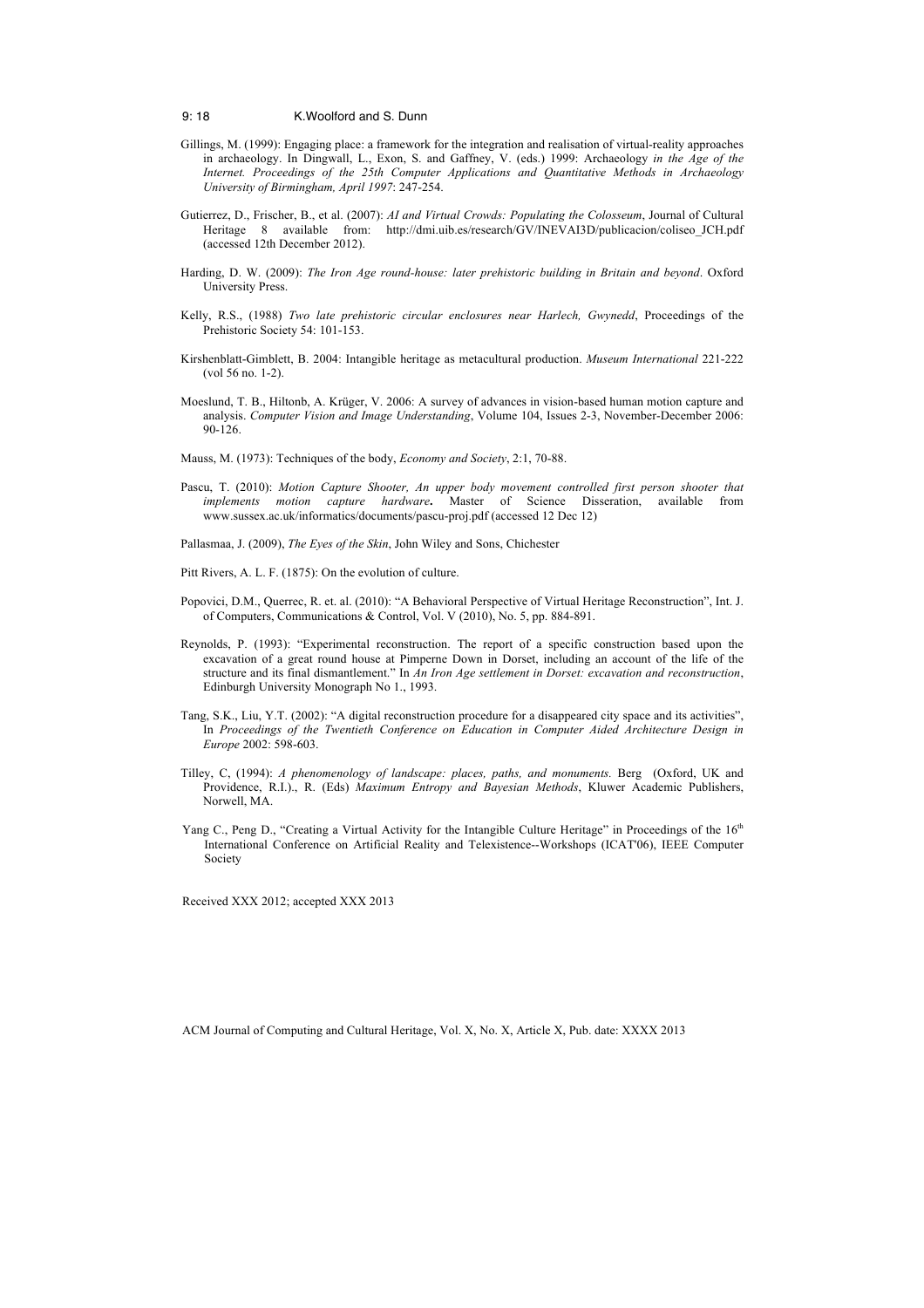Gillings, M. (1999): Engaging place: a framework for the integration and realisation of virtual-reality approaches in archaeology. In Dingwall, L., Exon, S. and Gaffney, V. (eds.) 1999: Archaeology *in the Age of the Internet. Proceedings of the 25th Computer Applications and Quantitative Methods in Archaeology University of Birmingham, April 1997*: 247-254.

Gutierrez, D., Frischer, B., et al. (2007): *AI and Virtual Crowds: Populating the Colosseum*, Journal of Cultural Heritage 8 available from: http://dmi.uib.es/research/GV/INEVAI3D/publicacion/coliseo_JCH.pdf (accessed 12th December 2012).

Harding, D. W. (2009): *The Iron Age round-house: later prehistoric building in Britain and beyond*. Oxford University Press.

Kelly, R.S., (1988) *Two late prehistoric circular enclosures near Harlech, Gwynedd*, Proceedings of the Prehistoric Society 54: 101-153.

Kirshenblatt-Gimblett, B. 2004: Intangible heritage as metacultural production. *Museum International* 221-222 (vol 56 no. 1-2).

Moeslund, T. B., Hiltonb, A. Krüger, V. 2006: A survey of advances in vision-based human motion capture and analysis. *Computer Vision and Image Understanding*, Volume 104, Issues 2-3, November-December 2006: 90-126.

Mauss, M. (1973): Techniques of the body, *Economy and Society*, 2:1, 70-88.

Pascu, T. (2010): *Motion Capture Shooter, An upper body movement controlled first person shooter that implements motion capture hardware***.** Master of Science Disseration, available from www.sussex.ac.uk/informatics/documents/pascu-proj.pdf (accessed 12 Dec 12)

Pallasmaa, J. (2009), *The Eyes of the Skin*, John Wiley and Sons, Chichester

Pitt Rivers, A. L. F. (1875): On the evolution of culture.

Popovici, D.M., Querrec, R. et. al. (2010): "A Behavioral Perspective of Virtual Heritage Reconstruction", Int. J. of Computers, Communications & Control, Vol. V (2010), No. 5, pp. 884-891.

Reynolds, P. (1993): "Experimental reconstruction. The report of a specific construction based upon the excavation of a great round house at Pimperne Down in Dorset, including an account of the life of the structure and its final dismantlement." In *An Iron Age settlement in Dorset: excavation and reconstruction*, Edinburgh University Monograph No 1., 1993.

Tang, S.K., Liu, Y.T. (2002): "A digital reconstruction procedure for a disappeared city space and its activities", In *Proceedings of the Twentieth Conference on Education in Computer Aided Architecture Design in Europe* 2002: 598-603.

Tilley, C, (1994): *A phenomenology of landscape: places, paths, and monuments.* Berg (Oxford, UK and Providence, R.I.)., R. (Eds) *Maximum Entropy and Bayesian Methods*, Kluwer Academic Publishers, Norwell, MA.

Yang C., Peng D., "Creating a Virtual Activity for the Intangible Culture Heritage" in Proceedings of the 16th International Conference on Artificial Reality and Telexistence--Workshops (ICAT'06), IEEE Computer Society

Received XXX 2012; accepted XXX 2013